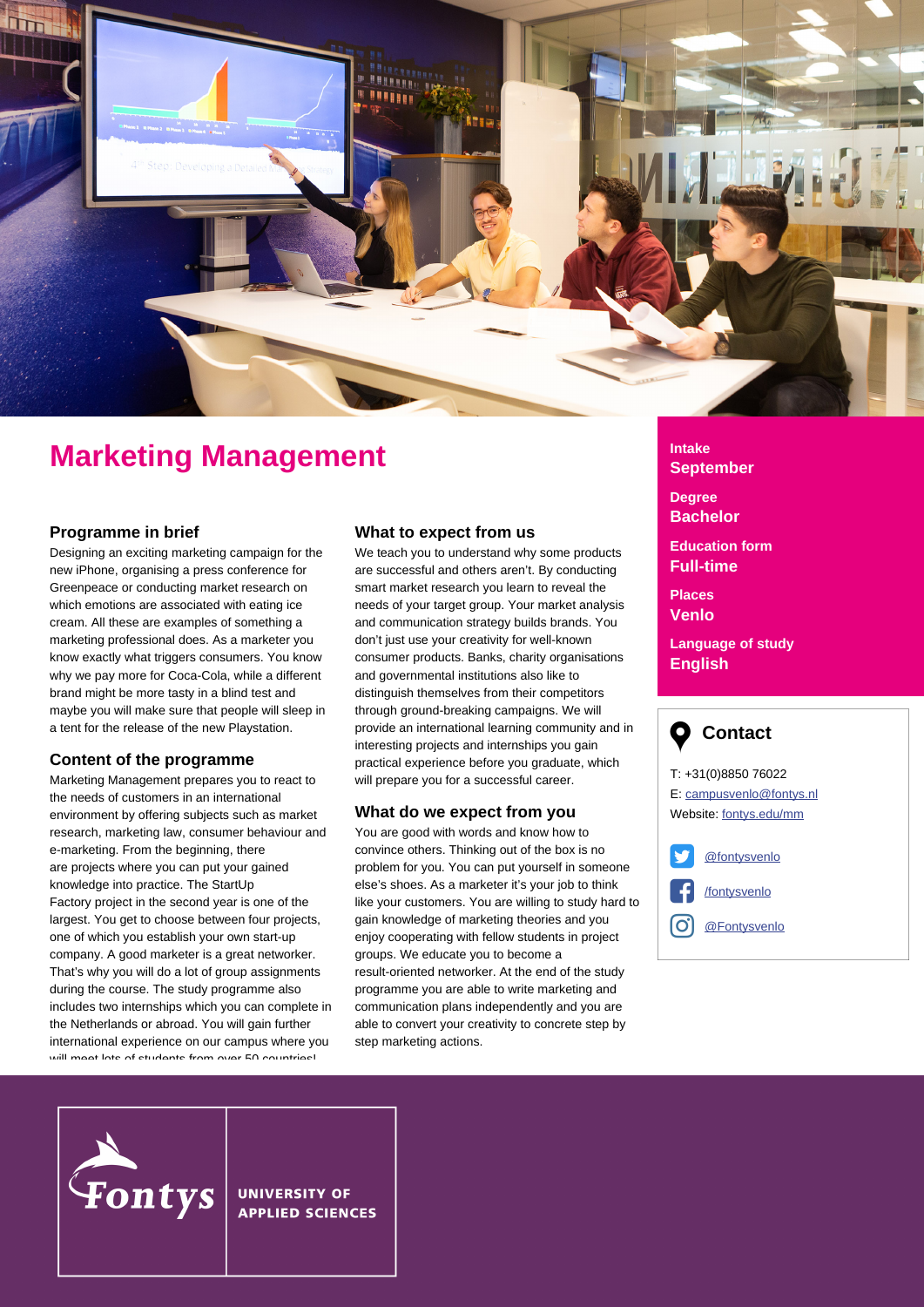# Marketing Management

## Programme in brief

Designing an exciting marketing campaign for the new iPhone, organising a press conference for Greenpeace or conducting market research on which emotions are associated with eating ice cream. All these are examples of something a marketing professional does. As a marketer you know exactly what triggers consumers. You know why we pay more for Coca-Cola, while a different brand might be more tasty in a blind test and maybe you will make sure that people will sleep in a tent for the release of the new Playstation.

## Content of the programme

Marketing Management prepares you to react to the needs of customers in an international environment by offering subjects such as market research, marketing law, consumer behaviour and e-marketing. From the beginning, there are projects where you can put your gained knowledge into practice. The StartUp Factory project in the second year is one of the largest. You get to choose between four projects, one of which you establish your own start-up company. A good marketer is a great networker. That's why you will do a lot of group assignments during the course. The study programme also includes two internships which you can complete in the Netherlands or abroad. You will gain further international experience on our campus where you will meet lots of students from over 50 countries!

## What to expect from us

We teach you to understand why some products are successful and others aren't. By conducting smart market research you learn to reveal the needs of your target group. Your market analysis and communication strategy builds brands. You don't just use your creativity for well-known consumer products. Banks, charity organisations and governmental institutions also like to distinguish themselves from their competitors through ground-breaking campaigns. We will provide an international learning community and in interesting projects and internships you gain practical experience before you graduate, which will prepare you for a successful career.

## What do we expect from you

You are good with words and know how to convince others. Thinking out of the box is no problem for you. You can put yourself in someone else's shoes. As a marketer it's your job to think like your customers. You are willing to study hard to gain knowledge of marketing theories and you enjoy cooperating with fellow students in project groups. We educate you to become a result-oriented networker. At the end of the study programme you are able to write marketing and communication plans independently and you are able to convert your creativity to concrete step by step marketing actions.

**Intake**
**September**

**Degree**
**Bachelor**

**Education form**
**Full-time**

**Places**
**Venlo**

**Language of study**
**English**

## Contact

T: +31(0)8850 76022
E: campusvenlo@fontys.nl
Website: fontys.edu/mm

@fontysvenlo

/fontysvenlo

@Fontysvenlo

Fontys UNIVERSITY OF APPLIED SCIENCES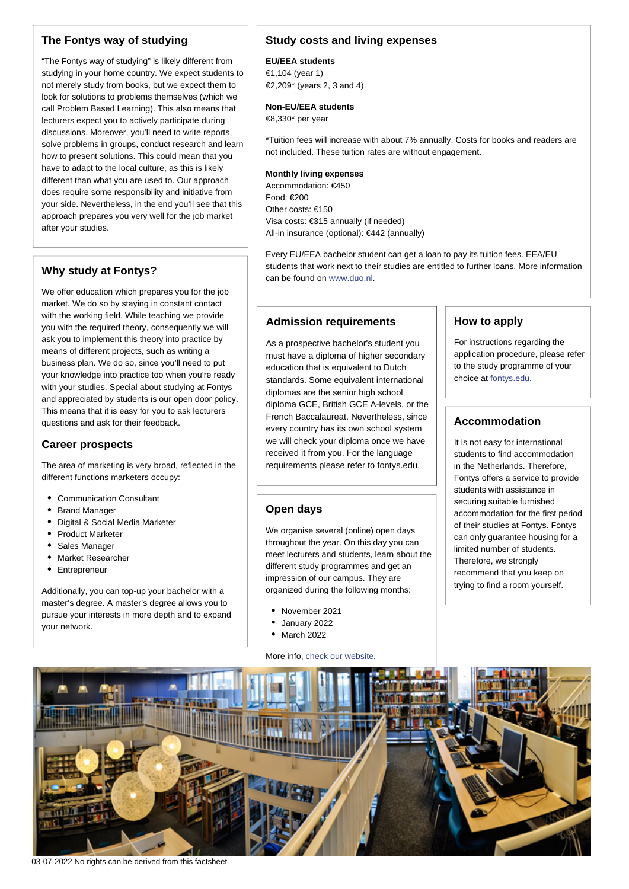## The Fontys way of studying

"The Fontys way of studying" is likely different from studying in your home country. We expect students to not merely study from books, but we expect them to look for solutions to problems themselves (which we call Problem Based Learning). This also means that lecturers expect you to actively participate during discussions. Moreover, you'll need to write reports, solve problems in groups, conduct research and learn how to present solutions. This could mean that you have to adapt to the local culture, as this is likely different than what you are used to. Our approach does require some responsibility and initiative from your side. Nevertheless, in the end you'll see that this approach prepares you very well for the job market after your studies.

## Why study at Fontys?

We offer education which prepares you for the job market. We do so by staying in constant contact with the working field. While teaching we provide you with the required theory, consequently we will ask you to implement this theory into practice by means of different projects, such as writing a business plan. We do so, since you'll need to put your knowledge into practice too when you're ready with your studies. Special about studying at Fontys and appreciated by students is our open door policy. This means that it is easy for you to ask lecturers questions and ask for their feedback.

## Career prospects

The area of marketing is very broad, reflected in the different functions marketers occupy:

- Communication Consultant
- Brand Manager
- Digital & Social Media Marketer
- Product Marketer
- Sales Manager
- Market Researcher
- Entrepreneur

Additionally, you can top-up your bachelor with a master's degree. A master's degree allows you to pursue your interests in more depth and to expand your network.

## Study costs and living expenses

**EU/EEA students**
€1,104 (year 1)
€2,209* (years 2, 3 and 4)

**Non-EU/EEA students**
€8,330* per year

*Tuition fees will increase with about 7% annually. Costs for books and readers are not included. These tuition rates are without engagement.

**Monthly living expenses**
Accommodation: €450
Food: €200
Other costs: €150
Visa costs: €315 annually (if needed)
All-in insurance (optional): €442 (annually)

Every EU/EEA bachelor student can get a loan to pay its tuition fees. EEA/EU students that work next to their studies are entitled to further loans. More information can be found on www.duo.nl.

## Admission requirements

As a prospective bachelor's student you must have a diploma of higher secondary education that is equivalent to Dutch standards. Some equivalent international diplomas are the senior high school diploma GCE, British GCE A-levels, or the French Baccalaureat. Nevertheless, since every country has its own school system we will check your diploma once we have received it from you. For the language requirements please refer to fontys.edu.

## Open days

We organise several (online) open days throughout the year. On this day you can meet lecturers and students, learn about the different study programmes and get an impression of our campus. They are organized during the following months:

- November 2021
- January 2022
- March 2022

More info, check our website.

## How to apply

For instructions regarding the application procedure, please refer to the study programme of your choice at fontys.edu.

## Accommodation

It is not easy for international students to find accommodation in the Netherlands. Therefore, Fontys offers a service to provide students with assistance in securing suitable furnished accommodation for the first period of their studies at Fontys. Fontys can only guarantee housing for a limited number of students. Therefore, we strongly recommend that you keep on trying to find a room yourself.

03-07-2022 No rights can be derived from this factsheet